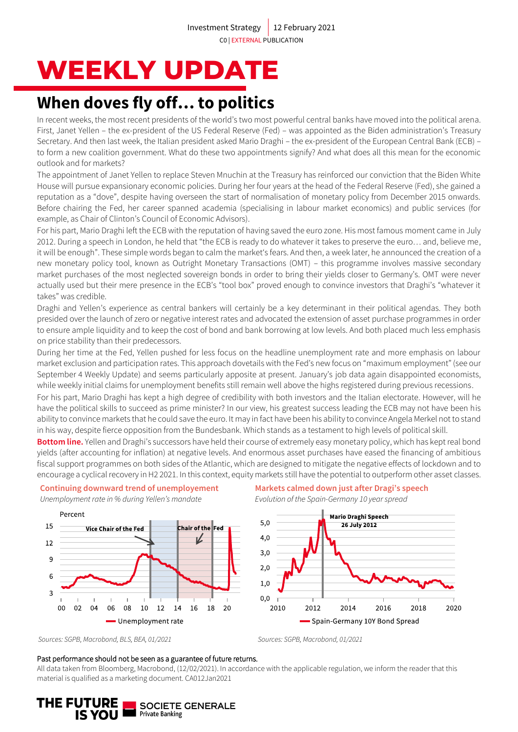# WEEKLY UPDATE

## When doves fly off… to politics

In recent weeks, the most recent presidents of the world's two most powerful central banks have moved into the political arena. First, Janet Yellen – the ex-president of the US Federal Reserve (Fed) – was appointed as the Biden administration's Treasury Secretary. And then last week, the Italian president asked Mario Draghi – the ex-president of the European Central Bank (ECB) – to form a new coalition government. What do these two appointments signify? And what does all this mean for the economic outlook and for markets?

The appointment of Janet Yellen to replace Steven Mnuchin at the Treasury has reinforced our conviction that the Biden White House will pursue expansionary economic policies. During her four years at the head of the Federal Reserve (Fed), she gained a reputation as a "dove", despite having overseen the start of normalisation of monetary policy from December 2015 onwards. Before chairing the Fed, her career spanned academia (specialising in labour market economics) and public services (for example, as Chair of Clinton's Council of Economic Advisors).

For his part, Mario Draghi left the ECB with the reputation of having saved the euro zone. His most famous moment came in July 2012. During a speech in London, he held that "the ECB is ready to do whatever it takes to preserve the euro… and, believe me, it will be enough". These simple words began to calm the market's fears. And then, a week later, he announced the creation of a new monetary policy tool, known as Outright Monetary Transactions (OMT) – this programme involves massive secondary market purchases of the most neglected sovereign bonds in order to bring their yields closer to Germany's. OMT were never actually used but their mere presence in the ECB's "tool box" proved enough to convince investors that Draghi's "whatever it takes" was credible.

Draghi and Yellen's experience as central bankers will certainly be a key determinant in their political agendas. They both presided over the launch of zero or negative interest rates and advocated the extension of asset purchase programmes in order to ensure ample liquidity and to keep the cost of bond and bank borrowing at low levels. And both placed much less emphasis on price stability than their predecessors.

During her time at the Fed, Yellen pushed for less focus on the headline unemployment rate and more emphasis on labour market exclusion and participation rates. This approach dovetails with the Fed's new focus on "maximum employment" (see our September 4 Weekly Update) and seems particularly apposite at present. January's job data again disappointed economists, while weekly initial claims for unemployment benefits still remain well above the highs registered during previous recessions.

For his part, Mario Draghi has kept a high degree of credibility with both investors and the Italian electorate. However, will he have the political skills to succeed as prime minister? In our view, his greatest success leading the ECB may not have been his ability to convince markets that he could save the euro. It may in fact have been his ability to convince Angela Merkel not to stand in his way, despite fierce opposition from the Bundesbank. Which stands as a testament to high levels of political skill.

**Bottom line.** Yellen and Draghi's successors have held their course of extremely easy monetary policy, which has kept real bond yields (after accounting for inflation) at negative levels. And enormous asset purchases have eased the financing of ambitious fiscal support programmes on both sides of the Atlantic, which are designed to mitigate the negative effects of lockdown and to encourage a cyclical recovery in H2 2021. In this context, equity markets still have the potential to outperform other asset classes.

**Continuing downward trend of unemployement**

*Unemployment rate in % during Yellen's mandate*

Sources: SGPB, Macrobond, BLS, BEA, 01/2021

**Markets calmed down just after Dragi's speech**

*Evolution of the Spain-Germany 10 year spread*

Sources: SGPB, Macrobond, 01/2021

Past performance should not be seen as a guarantee of future returns.

All data taken from Bloomberg, Macrobond, (12/02/2021). In accordance with the applicable regulation, we inform the reader that this material is qualified as a marketing document. CA012Jan2021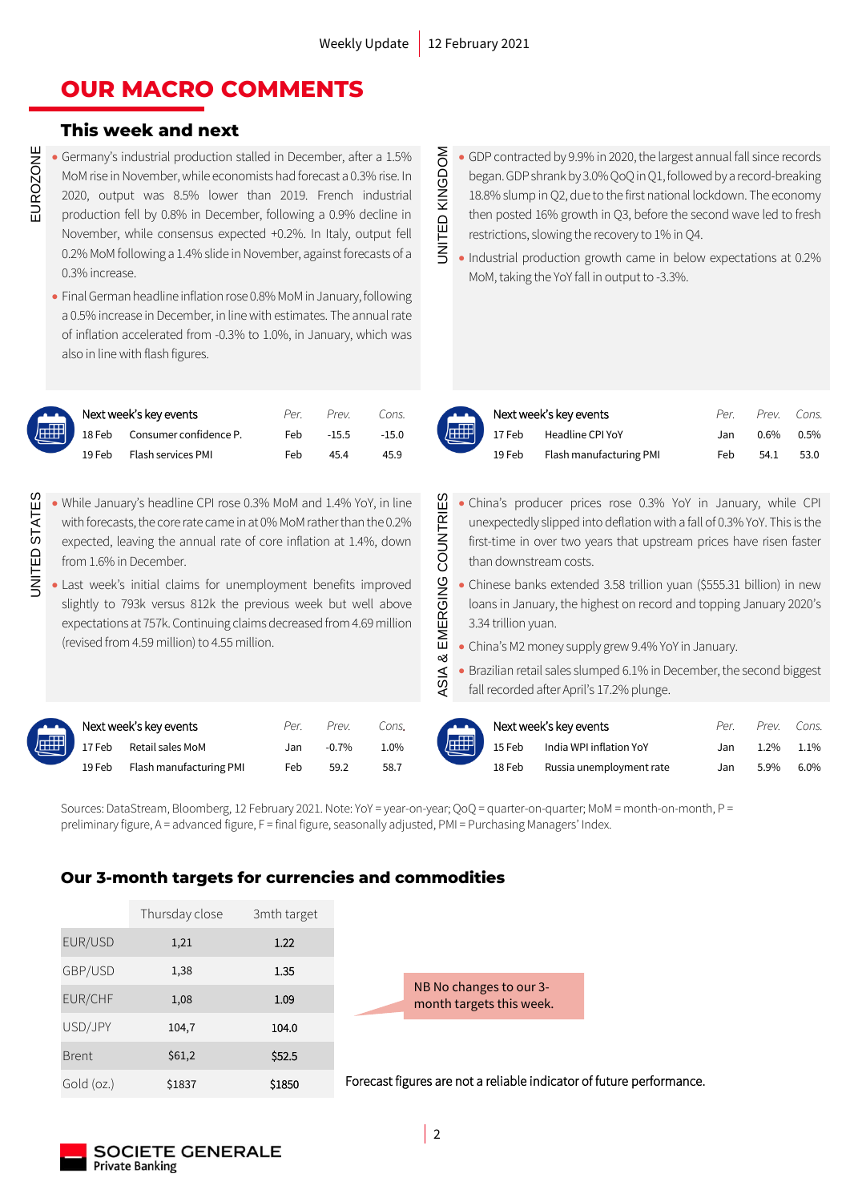# OUR MACRO COMMENTS

## This week and next

### EUROZONE

- Germany's industrial production stalled in December, after a 1.5% MoM rise in November, while economists had forecast a 0.3% rise. In 2020, output was 8.5% lower than 2019. French industrial production fell by 0.8% in December, following a 0.9% decline in November, while consensus expected +0.2%. In Italy, output fell 0.2% MoM following a 1.4% slide in November, against forecasts of a 0.3% increase.
- Final German headline inflation rose 0.8% MoM in January, following a 0.5% increase in December, in line with estimates. The annual rate of inflation accelerated from -0.3% to 1.0%, in January, which was also in line with flash figures.

| | Next week's key events | Per. | Prev. | Cons. |
|---|---|---|---|---|
| 18 Feb | Consumer confidence P. | Feb | -15.5 | -15.0 |
| 19 Feb | Flash services PMI | Feb | 45.4 | 45.9 |

### UNITED KINGDOM

- GDP contracted by 9.9% in 2020, the largest annual fall since records began. GDP shrank by 3.0% QoQ in Q1, followed by a record-breaking 18.8% slump in Q2, due to the first national lockdown. The economy then posted 16% growth in Q3, before the second wave led to fresh restrictions, slowing the recovery to 1% in Q4.
- Industrial production growth came in below expectations at 0.2% MoM, taking the YoY fall in output to -3.3%.

| | Next week's key events | Per. | Prev. | Cons. |
|---|---|---|---|---|
| 17 Feb | Headline CPI YoY | Jan | 0.6% | 0.5% |
| 19 Feb | Flash manufacturing PMI | Feb | 54.1 | 53.0 |

### UNITED STATES

- While January's headline CPI rose 0.3% MoM and 1.4% YoY, in line with forecasts, the core rate came in at 0% MoM rather than the 0.2% expected, leaving the annual rate of core inflation at 1.4%, down from 1.6% in December.
- Last week's initial claims for unemployment benefits improved slightly to 793k versus 812k the previous week but well above expectations at 757k. Continuing claims decreased from 4.69 million (revised from 4.59 million) to 4.55 million.

| | Next week's key events | Per. | Prev. | Cons. |
|---|---|---|---|---|
| 17 Feb | Retail sales MoM | Jan | -0.7% | 1.0% |
| 19 Feb | Flash manufacturing PMI | Feb | 59.2 | 58.7 |

### ASIA & EMERGING COUNTRIES

- China's producer prices rose 0.3% YoY in January, while CPI unexpectedly slipped into deflation with a fall of 0.3% YoY. This is the first-time in over two years that upstream prices have risen faster than downstream costs.
- Chinese banks extended 3.58 trillion yuan ($555.31 billion) in new loans in January, the highest on record and topping January 2020's 3.34 trillion yuan.
- China's M2 money supply grew 9.4% YoY in January.
- Brazilian retail sales slumped 6.1% in December, the second biggest fall recorded after April's 17.2% plunge.

| | Next week's key events | Per. | Prev. | Cons. |
|---|---|---|---|---|
| 15 Feb | India WPI inflation YoY | Jan | 1.2% | 1.1% |
| 18 Feb | Russia unemployment rate | Jan | 5.9% | 6.0% |

Sources: DataStream, Bloomberg, 12 February 2021. Note: YoY = year-on-year; QoQ = quarter-on-quarter; MoM = month-on-month, P = preliminary figure, A = advanced figure, F = final figure, seasonally adjusted, PMI = Purchasing Managers' Index.

## Our 3-month targets for currencies and commodities

| | Thursday close | 3mth target |
|---|---|---|
| EUR/USD | 1,21 | 1.22 |
| GBP/USD | 1,38 | 1.35 |
| EUR/CHF | 1,08 | 1.09 |
| USD/JPY | 104,7 | 104.0 |
| Brent | $61,2 | $52.5 |
| Gold (oz.) | $1837 | $1850 |

NB No changes to our 3-month targets this week.

Forecast figures are not a reliable indicator of future performance.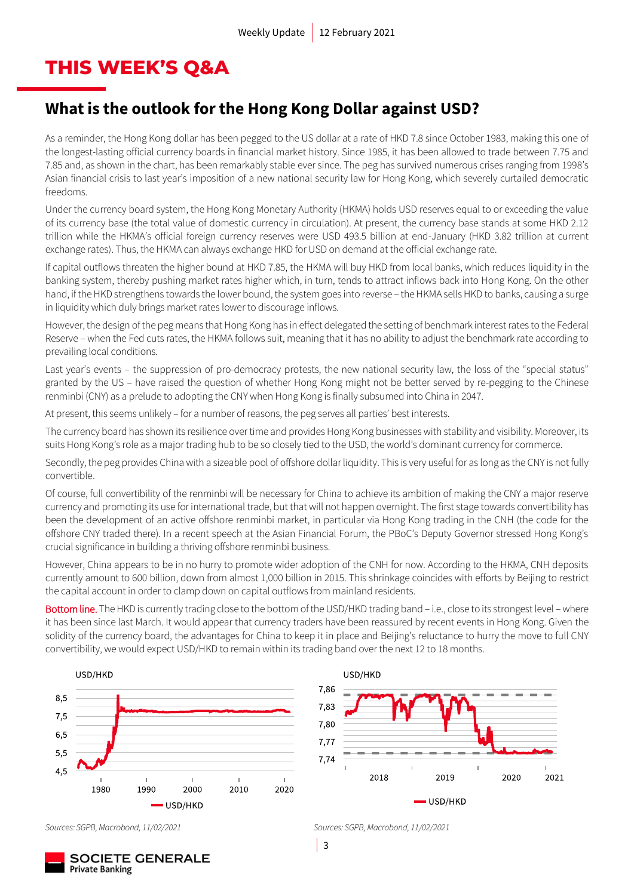# THIS WEEK'S Q&A

## What is the outlook for the Hong Kong Dollar against USD?

As a reminder, the Hong Kong dollar has been pegged to the US dollar at a rate of HKD 7.8 since October 1983, making this one of the longest-lasting official currency boards in financial market history. Since 1985, it has been allowed to trade between 7.75 and 7.85 and, as shown in the chart, has been remarkably stable ever since. The peg has survived numerous crises ranging from 1998's Asian financial crisis to last year's imposition of a new national security law for Hong Kong, which severely curtailed democratic freedoms.

Under the currency board system, the Hong Kong Monetary Authority (HKMA) holds USD reserves equal to or exceeding the value of its currency base (the total value of domestic currency in circulation). At present, the currency base stands at some HKD 2.12 trillion while the HKMA's official foreign currency reserves were USD 493.5 billion at end-January (HKD 3.82 trillion at current exchange rates). Thus, the HKMA can always exchange HKD for USD on demand at the official exchange rate.

If capital outflows threaten the higher bound at HKD 7.85, the HKMA will buy HKD from local banks, which reduces liquidity in the banking system, thereby pushing market rates higher which, in turn, tends to attract inflows back into Hong Kong. On the other hand, if the HKD strengthens towards the lower bound, the system goes into reverse – the HKMA sells HKD to banks, causing a surge in liquidity which duly brings market rates lower to discourage inflows.

However, the design of the peg means that Hong Kong has in effect delegated the setting of benchmark interest rates to the Federal Reserve – when the Fed cuts rates, the HKMA follows suit, meaning that it has no ability to adjust the benchmark rate according to prevailing local conditions.

Last year's events – the suppression of pro-democracy protests, the new national security law, the loss of the "special status" granted by the US – have raised the question of whether Hong Kong might not be better served by re-pegging to the Chinese renminbi (CNY) as a prelude to adopting the CNY when Hong Kong is finally subsumed into China in 2047.

At present, this seems unlikely – for a number of reasons, the peg serves all parties' best interests.

The currency board has shown its resilience over time and provides Hong Kong businesses with stability and visibility. Moreover, its suits Hong Kong's role as a major trading hub to be so closely tied to the USD, the world's dominant currency for commerce.

Secondly, the peg provides China with a sizeable pool of offshore dollar liquidity. This is very useful for as long as the CNY is not fully convertible.

Of course, full convertibility of the renminbi will be necessary for China to achieve its ambition of making the CNY a major reserve currency and promoting its use for international trade, but that will not happen overnight. The first stage towards convertibility has been the development of an active offshore renminbi market, in particular via Hong Kong trading in the CNH (the code for the offshore CNY traded there). In a recent speech at the Asian Financial Forum, the PBoC's Deputy Governor stressed Hong Kong's crucial significance in building a thriving offshore renminbi business.

However, China appears to be in no hurry to promote wider adoption of the CNH for now. According to the HKMA, CNH deposits currently amount to 600 billion, down from almost 1,000 billion in 2015. This shrinkage coincides with efforts by Beijing to restrict the capital account in order to clamp down on capital outflows from mainland residents.

**Bottom line.** The HKD is currently trading close to the bottom of the USD/HKD trading band – i.e., close to its strongest level – where it has been since last March. It would appear that currency traders have been reassured by recent events in Hong Kong. Given the solidity of the currency board, the advantages for China to keep it in place and Beijing's reluctance to hurry the move to full CNY convertibility, we would expect USD/HKD to remain within its trading band over the next 12 to 18 months.

USD/HKD

*Sources: SGPB, Macrobond, 11/02/2021*

USD/HKD

*Sources: SGPB, Macrobond, 11/02/2021*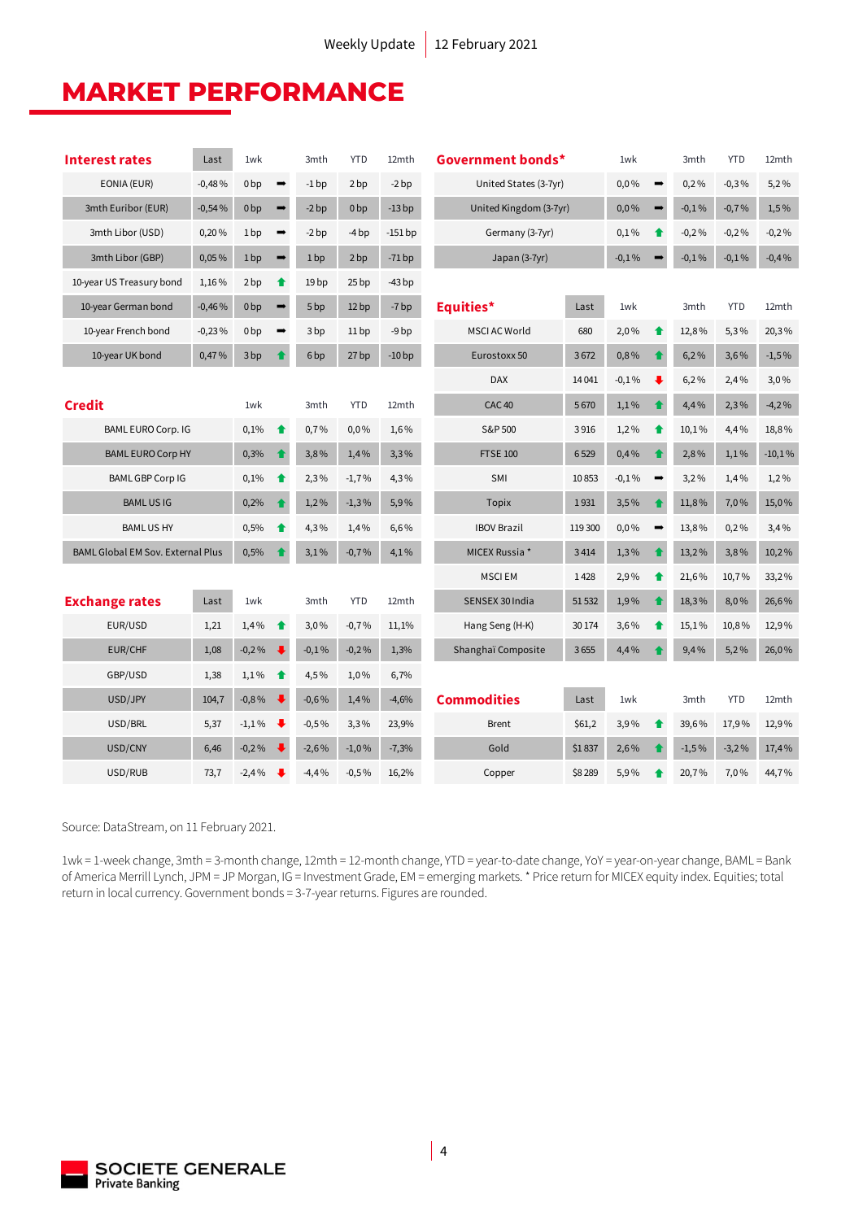# MARKET PERFORMANCE

| Interest rates | Last | 1wk | | 3mth | YTD | 12mth |
|---|---|---|---|---|---|---|
| EONIA (EUR) | -0,48 % | 0 bp | ➡ | -1 bp | 2 bp | -2 bp |
| 3mth Euribor (EUR) | -0,54 % | 0 bp | ➡ | -2 bp | 0 bp | -13 bp |
| 3mth Libor (USD) | 0,20 % | 1 bp | ➡ | -2 bp | -4 bp | -151 bp |
| 3mth Libor (GBP) | 0,05 % | 1 bp | ➡ | 1 bp | 2 bp | -71 bp |
| 10-year US Treasury bond | 1,16 % | 2 bp | ⬆ | 19 bp | 25 bp | -43 bp |
| 10-year German bond | -0,46 % | 0 bp | ➡ | 5 bp | 12 bp | -7 bp |
| 10-year French bond | -0,23 % | 0 bp | ➡ | 3 bp | 11 bp | -9 bp |
| 10-year UK bond | 0,47 % | 3 bp | ⬆ | 6 bp | 27 bp | -10 bp |

| Credit | 1wk | | 3mth | YTD | 12mth |
|---|---|---|---|---|---|
| BAML EURO Corp. IG | 0,1% | ⬆ | 0,7 % | 0,0 % | 1,6 % |
| BAML EURO Corp HY | 0,3% | ⬆ | 3,8 % | 1,4 % | 3,3 % |
| BAML GBP Corp IG | 0,1% | ⬆ | 2,3 % | -1,7 % | 4,3 % |
| BAML US IG | 0,2% | ⬆ | 1,2 % | -1,3 % | 5,9 % |
| BAML US HY | 0,5% | ⬆ | 4,3 % | 1,4 % | 6,6 % |
| BAML Global EM Sov. External Plus | 0,5% | ⬆ | 3,1 % | -0,7 % | 4,1 % |

| Exchange rates | Last | 1wk | | 3mth | YTD | 12mth |
|---|---|---|---|---|---|---|
| EUR/USD | 1,21 | 1,4 % | ⬆ | 3,0 % | -0,7 % | 11,1% |
| EUR/CHF | 1,08 | -0,2 % | ⬇ | -0,1 % | -0,2 % | 1,3% |
| GBP/USD | 1,38 | 1,1 % | ⬆ | 4,5 % | 1,0 % | 6,7% |
| USD/JPY | 104,7 | -0,8 % | ⬇ | -0,6 % | 1,4 % | -4,6% |
| USD/BRL | 5,37 | -1,1 % | ⬇ | -0,5 % | 3,3 % | 23,9% |
| USD/CNY | 6,46 | -0,2 % | ⬇ | -2,6 % | -1,0 % | -7,3% |
| USD/RUB | 73,7 | -2,4 % | ⬇ | -4,4 % | -0,5 % | 16,2% |

| Government bonds* | 1wk | | 3mth | YTD | 12mth |
|---|---|---|---|---|---|
| United States (3-7yr) | 0,0 % | ➡ | 0,2 % | -0,3 % | 5,2 % |
| United Kingdom (3-7yr) | 0,0 % | ➡ | -0,1 % | -0,7 % | 1,5 % |
| Germany (3-7yr) | 0,1 % | ⬆ | -0,2 % | -0,2 % | -0,2 % |
| Japan (3-7yr) | -0,1 % | ➡ | -0,1 % | -0,1 % | -0,4 % |

| Equities* | Last | 1wk | | 3mth | YTD | 12mth |
|---|---|---|---|---|---|---|
| MSCI AC World | 680 | 2,0 % | ⬆ | 12,8 % | 5,3 % | 20,3 % |
| Eurostoxx 50 | 3 672 | 0,8 % | ⬆ | 6,2 % | 3,6 % | -1,5 % |
| DAX | 14 041 | -0,1 % | ⬇ | 6,2 % | 2,4 % | 3,0 % |
| CAC 40 | 5 670 | 1,1 % | ⬆ | 4,4 % | 2,3 % | -4,2 % |
| S&P 500 | 3 916 | 1,2 % | ⬆ | 10,1 % | 4,4 % | 18,8 % |
| FTSE 100 | 6 529 | 0,4 % | ⬆ | 2,8 % | 1,1 % | -10,1 % |
| SMI | 10 853 | -0,1 % | ➡ | 3,2 % | 1,4 % | 1,2 % |
| Topix | 1 931 | 3,5 % | ⬆ | 11,8 % | 7,0 % | 15,0 % |
| IBOV Brazil | 119 300 | 0,0 % | ➡ | 13,8 % | 0,2 % | 3,4 % |
| MICEX Russia * | 3 414 | 1,3 % | ⬆ | 13,2 % | 3,8 % | 10,2 % |
| MSCI EM | 1 428 | 2,9 % | ⬆ | 21,6 % | 10,7 % | 33,2 % |
| SENSEX 30 India | 51 532 | 1,9 % | ⬆ | 18,3 % | 8,0 % | 26,6 % |
| Hang Seng (H-K) | 30 174 | 3,6 % | ⬆ | 15,1 % | 10,8 % | 12,9 % |
| Shanghaï Composite | 3 655 | 4,4 % | ⬆ | 9,4 % | 5,2 % | 26,0 % |

| Commodities | Last | 1wk | | 3mth | YTD | 12mth |
|---|---|---|---|---|---|---|
| Brent | $61,2 | 3,9 % | ⬆ | 39,6 % | 17,9 % | 12,9 % |
| Gold | $1 837 | 2,6 % | ⬆ | -1,5 % | -3,2 % | 17,4 % |
| Copper | $8 289 | 5,9 % | ⬆ | 20,7 % | 7,0 % | 44,7 % |

Source: DataStream, on 11 February 2021.

1wk = 1-week change, 3mth = 3-month change, 12mth = 12-month change, YTD = year-to-date change, YoY = year-on-year change, BAML = Bank of America Merrill Lynch, JPM = JP Morgan, IG = Investment Grade, EM = emerging markets. * Price return for MICEX equity index. Equities; total return in local currency. Government bonds = 3-7-year returns. Figures are rounded.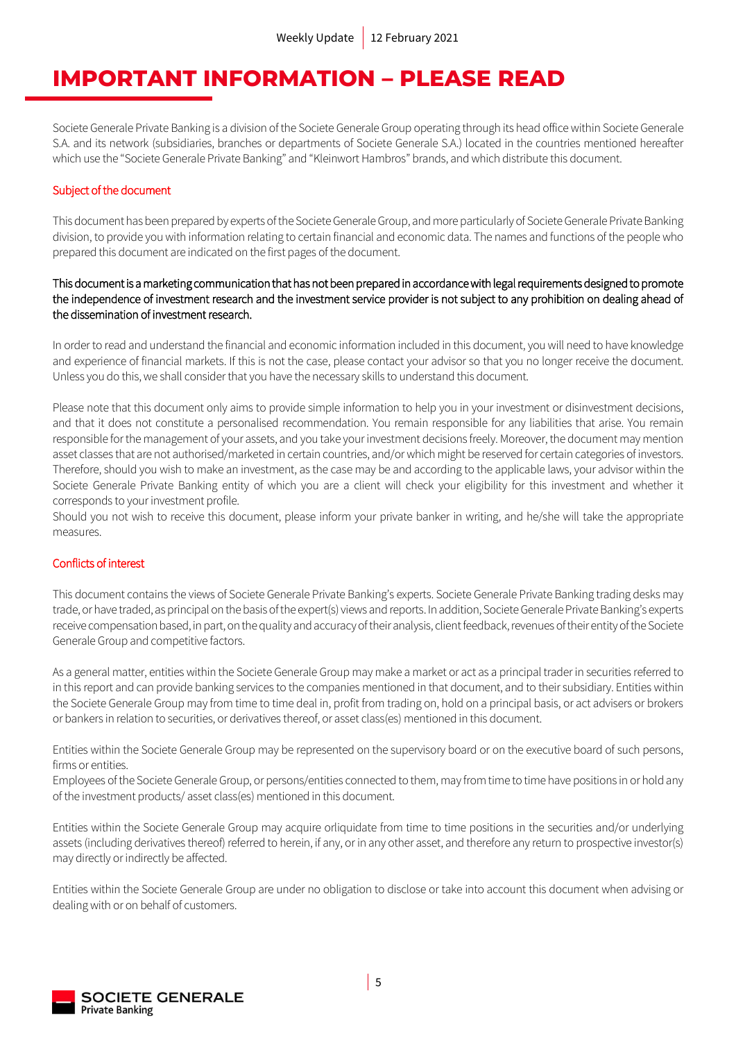# IMPORTANT INFORMATION – PLEASE READ

Societe Generale Private Banking is a division of the Societe Generale Group operating through its head office within Societe Generale S.A. and its network (subsidiaries, branches or departments of Societe Generale S.A.) located in the countries mentioned hereafter which use the "Societe Generale Private Banking" and "Kleinwort Hambros" brands, and which distribute this document.

## Subject of the document

This document has been prepared by experts of the Societe Generale Group, and more particularly of Societe Generale Private Banking division, to provide you with information relating to certain financial and economic data. The names and functions of the people who prepared this document are indicated on the first pages of the document.

This document is a marketing communication that has not been prepared in accordance with legal requirements designed to promote the independence of investment research and the investment service provider is not subject to any prohibition on dealing ahead of the dissemination of investment research.

In order to read and understand the financial and economic information included in this document, you will need to have knowledge and experience of financial markets. If this is not the case, please contact your advisor so that you no longer receive the document. Unless you do this, we shall consider that you have the necessary skills to understand this document.

Please note that this document only aims to provide simple information to help you in your investment or disinvestment decisions, and that it does not constitute a personalised recommendation. You remain responsible for any liabilities that arise. You remain responsible for the management of your assets, and you take your investment decisions freely. Moreover, the document may mention asset classes that are not authorised/marketed in certain countries, and/or which might be reserved for certain categories of investors. Therefore, should you wish to make an investment, as the case may be and according to the applicable laws, your advisor within the Societe Generale Private Banking entity of which you are a client will check your eligibility for this investment and whether it corresponds to your investment profile.
Should you not wish to receive this document, please inform your private banker in writing, and he/she will take the appropriate measures.

## Conflicts of interest

This document contains the views of Societe Generale Private Banking's experts. Societe Generale Private Banking trading desks may trade, or have traded, as principal on the basis of the expert(s) views and reports. In addition, Societe Generale Private Banking's experts receive compensation based, in part, on the quality and accuracy of their analysis, client feedback, revenues of their entity of the Societe Generale Group and competitive factors.

As a general matter, entities within the Societe Generale Group may make a market or act as a principal trader in securities referred to in this report and can provide banking services to the companies mentioned in that document, and to their subsidiary. Entities within the Societe Generale Group may from time to time deal in, profit from trading on, hold on a principal basis, or act advisers or brokers or bankers in relation to securities, or derivatives thereof, or asset class(es) mentioned in this document.

Entities within the Societe Generale Group may be represented on the supervisory board or on the executive board of such persons, firms or entities.
Employees of the Societe Generale Group, or persons/entities connected to them, may from time to time have positions in or hold any of the investment products/ asset class(es) mentioned in this document.

Entities within the Societe Generale Group may acquire orliquidate from time to time positions in the securities and/or underlying assets (including derivatives thereof) referred to herein, if any, or in any other asset, and therefore any return to prospective investor(s) may directly or indirectly be affected.

Entities within the Societe Generale Group are under no obligation to disclose or take into account this document when advising or dealing with or on behalf of customers.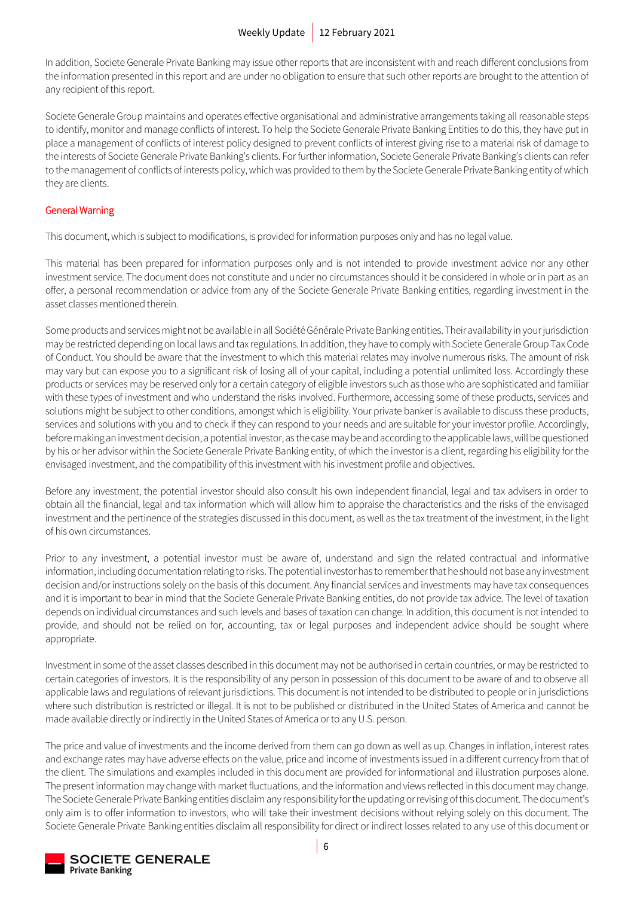In addition, Societe Generale Private Banking may issue other reports that are inconsistent with and reach different conclusions from the information presented in this report and are under no obligation to ensure that such other reports are brought to the attention of any recipient of this report.

Societe Generale Group maintains and operates effective organisational and administrative arrangements taking all reasonable steps to identify, monitor and manage conflicts of interest. To help the Societe Generale Private Banking Entities to do this, they have put in place a management of conflicts of interest policy designed to prevent conflicts of interest giving rise to a material risk of damage to the interests of Societe Generale Private Banking's clients. For further information, Societe Generale Private Banking's clients can refer to the management of conflicts of interests policy, which was provided to them by the Societe Generale Private Banking entity of which they are clients.

## General Warning

This document, which is subject to modifications, is provided for information purposes only and has no legal value.

This material has been prepared for information purposes only and is not intended to provide investment advice nor any other investment service. The document does not constitute and under no circumstances should it be considered in whole or in part as an offer, a personal recommendation or advice from any of the Societe Generale Private Banking entities, regarding investment in the asset classes mentioned therein.

Some products and services might not be available in all Société Générale Private Banking entities. Their availability in your jurisdiction may be restricted depending on local laws and tax regulations. In addition, they have to comply with Societe Generale Group Tax Code of Conduct. You should be aware that the investment to which this material relates may involve numerous risks. The amount of risk may vary but can expose you to a significant risk of losing all of your capital, including a potential unlimited loss. Accordingly these products or services may be reserved only for a certain category of eligible investors such as those who are sophisticated and familiar with these types of investment and who understand the risks involved. Furthermore, accessing some of these products, services and solutions might be subject to other conditions, amongst which is eligibility. Your private banker is available to discuss these products, services and solutions with you and to check if they can respond to your needs and are suitable for your investor profile. Accordingly, before making an investment decision, a potential investor, as the case may be and according to the applicable laws, will be questioned by his or her advisor within the Societe Generale Private Banking entity, of which the investor is a client, regarding his eligibility for the envisaged investment, and the compatibility of this investment with his investment profile and objectives.

Before any investment, the potential investor should also consult his own independent financial, legal and tax advisers in order to obtain all the financial, legal and tax information which will allow him to appraise the characteristics and the risks of the envisaged investment and the pertinence of the strategies discussed in this document, as well as the tax treatment of the investment, in the light of his own circumstances.

Prior to any investment, a potential investor must be aware of, understand and sign the related contractual and informative information, including documentation relating to risks. The potential investor has to remember that he should not base any investment decision and/or instructions solely on the basis of this document. Any financial services and investments may have tax consequences and it is important to bear in mind that the Societe Generale Private Banking entities, do not provide tax advice. The level of taxation depends on individual circumstances and such levels and bases of taxation can change. In addition, this document is not intended to provide, and should not be relied on for, accounting, tax or legal purposes and independent advice should be sought where appropriate.

Investment in some of the asset classes described in this document may not be authorised in certain countries, or may be restricted to certain categories of investors. It is the responsibility of any person in possession of this document to be aware of and to observe all applicable laws and regulations of relevant jurisdictions. This document is not intended to be distributed to people or in jurisdictions where such distribution is restricted or illegal. It is not to be published or distributed in the United States of America and cannot be made available directly or indirectly in the United States of America or to any U.S. person.

The price and value of investments and the income derived from them can go down as well as up. Changes in inflation, interest rates and exchange rates may have adverse effects on the value, price and income of investments issued in a different currency from that of the client. The simulations and examples included in this document are provided for informational and illustration purposes alone. The present information may change with market fluctuations, and the information and views reflected in this document may change. The Societe Generale Private Banking entities disclaim any responsibility for the updating or revising of this document. The document's only aim is to offer information to investors, who will take their investment decisions without relying solely on this document. The Societe Generale Private Banking entities disclaim all responsibility for direct or indirect losses related to any use of this document or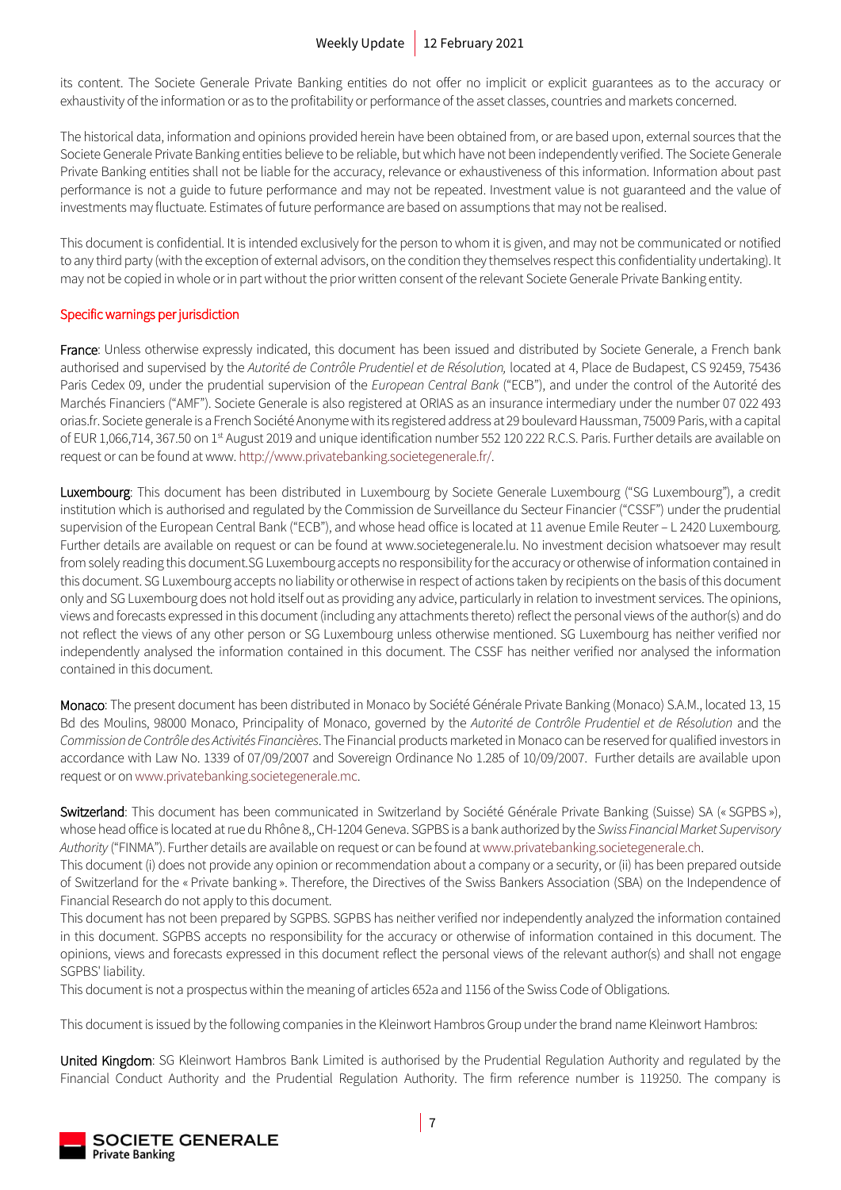its content. The Societe Generale Private Banking entities do not offer no implicit or explicit guarantees as to the accuracy or exhaustivity of the information or as to the profitability or performance of the asset classes, countries and markets concerned.

The historical data, information and opinions provided herein have been obtained from, or are based upon, external sources that the Societe Generale Private Banking entities believe to be reliable, but which have not been independently verified. The Societe Generale Private Banking entities shall not be liable for the accuracy, relevance or exhaustiveness of this information. Information about past performance is not a guide to future performance and may not be repeated. Investment value is not guaranteed and the value of investments may fluctuate. Estimates of future performance are based on assumptions that may not be realised.

This document is confidential. It is intended exclusively for the person to whom it is given, and may not be communicated or notified to any third party (with the exception of external advisors, on the condition they themselves respect this confidentiality undertaking). It may not be copied in whole or in part without the prior written consent of the relevant Societe Generale Private Banking entity.

## Specific warnings per jurisdiction

**France**: Unless otherwise expressly indicated, this document has been issued and distributed by Societe Generale, a French bank authorised and supervised by the *Autorité de Contrôle Prudentiel et de Résolution,* located at 4, Place de Budapest, CS 92459, 75436 Paris Cedex 09, under the prudential supervision of the *European Central Bank* ("ECB"), and under the control of the Autorité des Marchés Financiers ("AMF"). Societe Generale is also registered at ORIAS as an insurance intermediary under the number 07 022 493 orias.fr. Societe generale is a French Société Anonyme with its registered address at 29 boulevard Haussman, 75009 Paris, with a capital of EUR 1,066,714, 367.50 on 1st August 2019 and unique identification number 552 120 222 R.C.S. Paris. Further details are available on request or can be found at www. http://www.privatebanking.societegenerale.fr/.

**Luxembourg**: This document has been distributed in Luxembourg by Societe Generale Luxembourg ("SG Luxembourg"), a credit institution which is authorised and regulated by the Commission de Surveillance du Secteur Financier ("CSSF") under the prudential supervision of the European Central Bank ("ECB"), and whose head office is located at 11 avenue Emile Reuter – L 2420 Luxembourg. Further details are available on request or can be found at www.societegenerale.lu. No investment decision whatsoever may result from solely reading this document.SG Luxembourg accepts no responsibility for the accuracy or otherwise of information contained in this document. SG Luxembourg accepts no liability or otherwise in respect of actions taken by recipients on the basis of this document only and SG Luxembourg does not hold itself out as providing any advice, particularly in relation to investment services. The opinions, views and forecasts expressed in this document (including any attachments thereto) reflect the personal views of the author(s) and do not reflect the views of any other person or SG Luxembourg unless otherwise mentioned. SG Luxembourg has neither verified nor independently analysed the information contained in this document. The CSSF has neither verified nor analysed the information contained in this document.

**Monaco**: The present document has been distributed in Monaco by Société Générale Private Banking (Monaco) S.A.M., located 13, 15 Bd des Moulins, 98000 Monaco, Principality of Monaco, governed by the *Autorité de Contrôle Prudentiel et de Résolution* and the *Commission de Contrôle des Activités Financières*. The Financial products marketed in Monaco can be reserved for qualified investors in accordance with Law No. 1339 of 07/09/2007 and Sovereign Ordinance No 1.285 of 10/09/2007. Further details are available upon request or on www.privatebanking.societegenerale.mc.

**Switzerland**: This document has been communicated in Switzerland by Société Générale Private Banking (Suisse) SA (« SGPBS »), whose head office is located at rue du Rhône 8,, CH-1204 Geneva. SGPBS is a bank authorized by the *Swiss Financial Market Supervisory Authority* ("FINMA"). Further details are available on request or can be found at www.privatebanking.societegenerale.ch.
This document (i) does not provide any opinion or recommendation about a company or a security, or (ii) has been prepared outside of Switzerland for the « Private banking ». Therefore, the Directives of the Swiss Bankers Association (SBA) on the Independence of Financial Research do not apply to this document.
This document has not been prepared by SGPBS. SGPBS has neither verified nor independently analyzed the information contained in this document. SGPBS accepts no responsibility for the accuracy or otherwise of information contained in this document. The opinions, views and forecasts expressed in this document reflect the personal views of the relevant author(s) and shall not engage SGPBS' liability.
This document is not a prospectus within the meaning of articles 652a and 1156 of the Swiss Code of Obligations.

This document is issued by the following companies in the Kleinwort Hambros Group under the brand name Kleinwort Hambros:

**United Kingdom**: SG Kleinwort Hambros Bank Limited is authorised by the Prudential Regulation Authority and regulated by the Financial Conduct Authority and the Prudential Regulation Authority. The firm reference number is 119250. The company is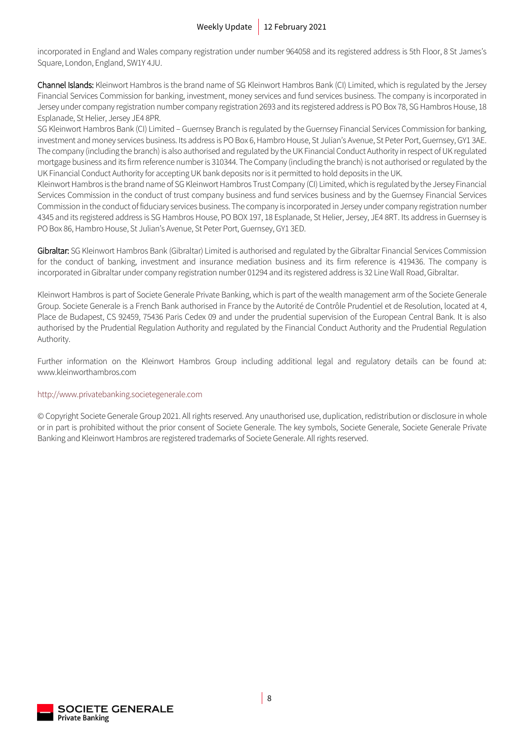incorporated in England and Wales company registration under number 964058 and its registered address is 5th Floor, 8 St James's Square, London, England, SW1Y 4JU.

**Channel Islands:** Kleinwort Hambros is the brand name of SG Kleinwort Hambros Bank (CI) Limited, which is regulated by the Jersey Financial Services Commission for banking, investment, money services and fund services business. The company is incorporated in Jersey under company registration number company registration 2693 and its registered address is PO Box 78, SG Hambros House, 18 Esplanade, St Helier, Jersey JE4 8PR.
SG Kleinwort Hambros Bank (CI) Limited – Guernsey Branch is regulated by the Guernsey Financial Services Commission for banking, investment and money services business. Its address is PO Box 6, Hambro House, St Julian's Avenue, St Peter Port, Guernsey, GY1 3AE. The company (including the branch) is also authorised and regulated by the UK Financial Conduct Authority in respect of UK regulated mortgage business and its firm reference number is 310344. The Company (including the branch) is not authorised or regulated by the UK Financial Conduct Authority for accepting UK bank deposits nor is it permitted to hold deposits in the UK.
Kleinwort Hambros is the brand name of SG Kleinwort Hambros Trust Company (CI) Limited, which is regulated by the Jersey Financial Services Commission in the conduct of trust company business and fund services business and by the Guernsey Financial Services Commission in the conduct of fiduciary services business. The company is incorporated in Jersey under company registration number 4345 and its registered address is SG Hambros House, PO BOX 197, 18 Esplanade, St Helier, Jersey, JE4 8RT. Its address in Guernsey is PO Box 86, Hambro House, St Julian's Avenue, St Peter Port, Guernsey, GY1 3ED.

**Gibraltar:** SG Kleinwort Hambros Bank (Gibraltar) Limited is authorised and regulated by the Gibraltar Financial Services Commission for the conduct of banking, investment and insurance mediation business and its firm reference is 419436. The company is incorporated in Gibraltar under company registration number 01294 and its registered address is 32 Line Wall Road, Gibraltar.

Kleinwort Hambros is part of Societe Generale Private Banking, which is part of the wealth management arm of the Societe Generale Group. Societe Generale is a French Bank authorised in France by the Autorité de Contrôle Prudentiel et de Resolution, located at 4, Place de Budapest, CS 92459, 75436 Paris Cedex 09 and under the prudential supervision of the European Central Bank. It is also authorised by the Prudential Regulation Authority and regulated by the Financial Conduct Authority and the Prudential Regulation Authority.

Further information on the Kleinwort Hambros Group including additional legal and regulatory details can be found at: www.kleinworthambros.com

http://www.privatebanking.societegenerale.com

© Copyright Societe Generale Group 2021. All rights reserved. Any unauthorised use, duplication, redistribution or disclosure in whole or in part is prohibited without the prior consent of Societe Generale. The key symbols, Societe Generale, Societe Generale Private Banking and Kleinwort Hambros are registered trademarks of Societe Generale. All rights reserved.